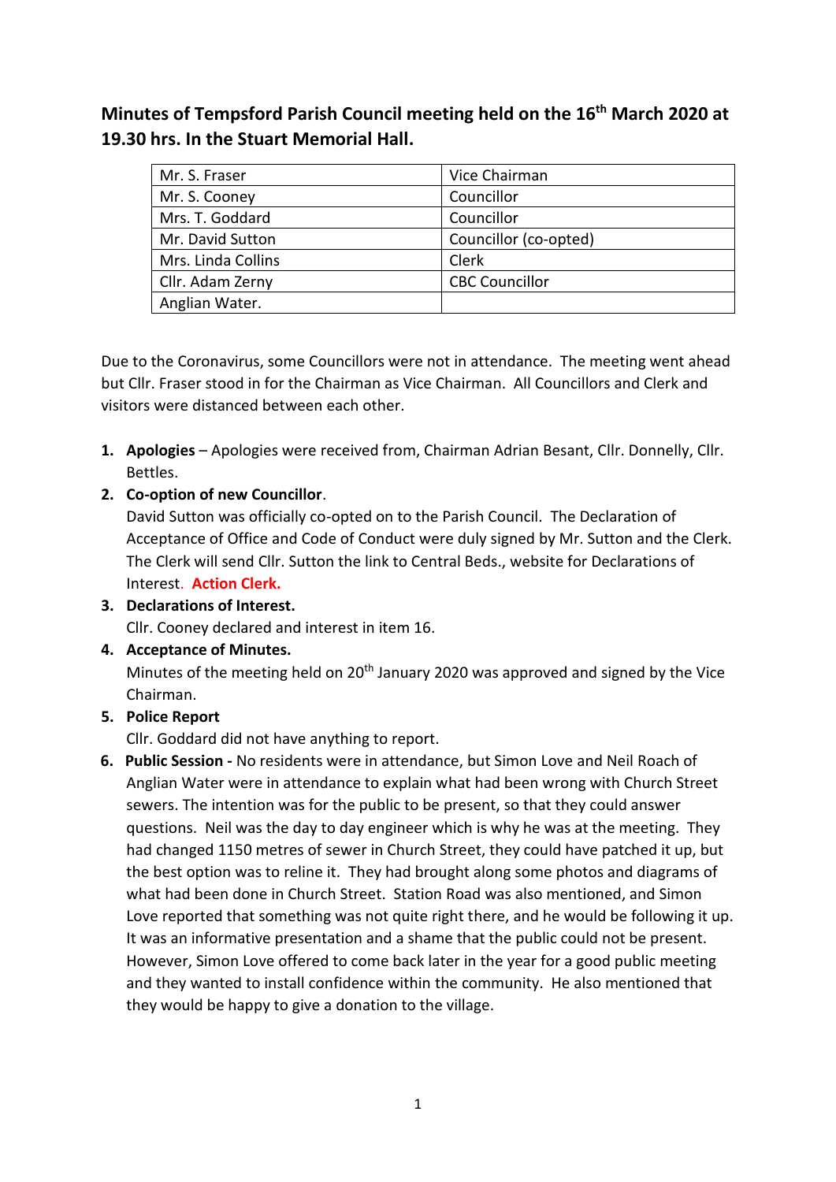# Minutes of Tempsford Parish Council meeting held on the 16th March 2020 at 19.30 hrs. In the Stuart Memorial Hall.

| | |
|---|---|
| Mr. S. Fraser | Vice Chairman |
| Mr. S. Cooney | Councillor |
| Mrs. T. Goddard | Councillor |
| Mr. David Sutton | Councillor (co-opted) |
| Mrs. Linda Collins | Clerk |
| Cllr. Adam Zerny | CBC Councillor |
| Anglian Water. | |

Due to the Coronavirus, some Councillors were not in attendance. The meeting went ahead but Cllr. Fraser stood in for the Chairman as Vice Chairman. All Councillors and Clerk and visitors were distanced between each other.

1. **Apologies** – Apologies were received from, Chairman Adrian Besant, Cllr. Donnelly, Cllr. Bettles.
2. **Co-option of new Councillor**.
   David Sutton was officially co-opted on to the Parish Council. The Declaration of Acceptance of Office and Code of Conduct were duly signed by Mr. Sutton and the Clerk. The Clerk will send Cllr. Sutton the link to Central Beds., website for Declarations of Interest. **Action Clerk.**
3. **Declarations of Interest.**
   Cllr. Cooney declared and interest in item 16.
4. **Acceptance of Minutes.**
   Minutes of the meeting held on 20th January 2020 was approved and signed by the Vice Chairman.
5. **Police Report**
   Cllr. Goddard did not have anything to report.
6. **Public Session -** No residents were in attendance, but Simon Love and Neil Roach of Anglian Water were in attendance to explain what had been wrong with Church Street sewers. The intention was for the public to be present, so that they could answer questions. Neil was the day to day engineer which is why he was at the meeting. They had changed 1150 metres of sewer in Church Street, they could have patched it up, but the best option was to reline it. They had brought along some photos and diagrams of what had been done in Church Street. Station Road was also mentioned, and Simon Love reported that something was not quite right there, and he would be following it up. It was an informative presentation and a shame that the public could not be present. However, Simon Love offered to come back later in the year for a good public meeting and they wanted to install confidence within the community. He also mentioned that they would be happy to give a donation to the village.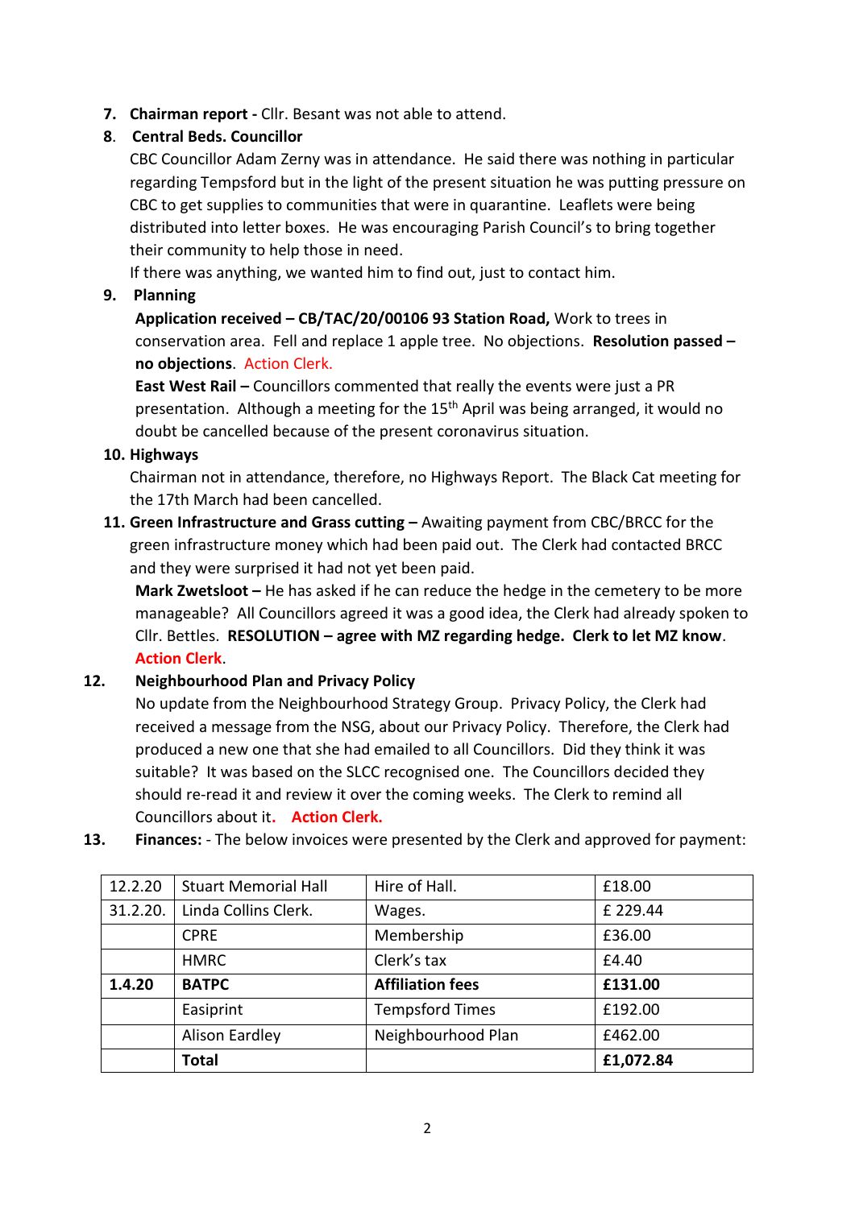7. **Chairman report -** Cllr. Besant was not able to attend.
8. **Central Beds. Councillor**
   CBC Councillor Adam Zerny was in attendance. He said there was nothing in particular regarding Tempsford but in the light of the present situation he was putting pressure on CBC to get supplies to communities that were in quarantine. Leaflets were being distributed into letter boxes. He was encouraging Parish Council's to bring together their community to help those in need.
   If there was anything, we wanted him to find out, just to contact him.
9. **Planning**
   **Application received – CB/TAC/20/00106 93 Station Road,** Work to trees in conservation area. Fell and replace 1 apple tree. No objections. **Resolution passed – no objections**. Action Clerk.
   **East West Rail –** Councillors commented that really the events were just a PR presentation. Although a meeting for the 15th April was being arranged, it would no doubt be cancelled because of the present coronavirus situation.
10. **Highways**
    Chairman not in attendance, therefore, no Highways Report. The Black Cat meeting for the 17th March had been cancelled.
11. **Green Infrastructure and Grass cutting –** Awaiting payment from CBC/BRCC for the green infrastructure money which had been paid out. The Clerk had contacted BRCC and they were surprised it had not yet been paid.
    **Mark Zwetsloot –** He has asked if he can reduce the hedge in the cemetery to be more manageable? All Councillors agreed it was a good idea, the Clerk had already spoken to Cllr. Bettles. **RESOLUTION – agree with MZ regarding hedge. Clerk to let MZ know**. **Action Clerk**.
12. **Neighbourhood Plan and Privacy Policy**
    No update from the Neighbourhood Strategy Group. Privacy Policy, the Clerk had received a message from the NSG, about our Privacy Policy. Therefore, the Clerk had produced a new one that she had emailed to all Councillors. Did they think it was suitable? It was based on the SLCC recognised one. The Councillors decided they should re-read it and review it over the coming weeks. The Clerk to remind all Councillors about it**. Action Clerk.**
13. **Finances:** - The below invoices were presented by the Clerk and approved for payment:

| 12.2.20 | Stuart Memorial Hall | Hire of Hall. | £18.00 |
|---|---|---|---|
| 31.2.20. | Linda Collins Clerk. | Wages. | £ 229.44 |
| | CPRE | Membership | £36.00 |
| | HMRC | Clerk's tax | £4.40 |
| **1.4.20** | **BATPC** | **Affiliation fees** | **£131.00** |
| | Easiprint | Tempsford Times | £192.00 |
| | Alison Eardley | Neighbourhood Plan | £462.00 |
| | **Total** | | **£1,072.84** |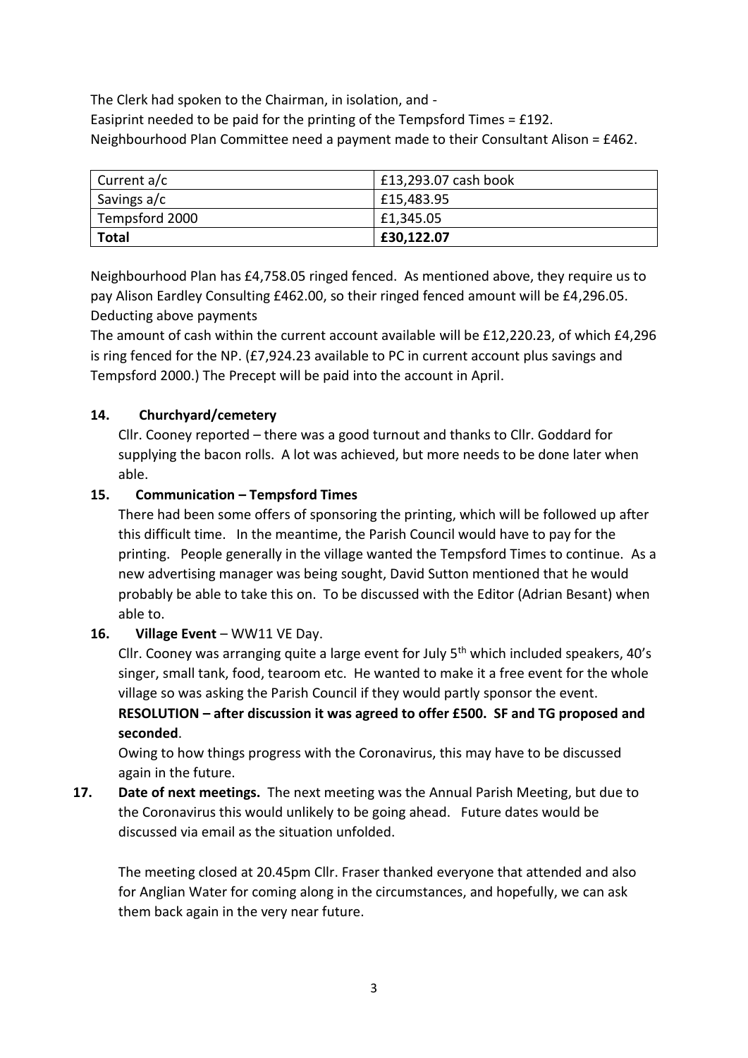The Clerk had spoken to the Chairman, in isolation, and -

Easiprint needed to be paid for the printing of the Tempsford Times = £192.

Neighbourhood Plan Committee need a payment made to their Consultant Alison = £462.

| Current a/c | £13,293.07 cash book |
|---|---|
| Savings a/c | £15,483.95 |
| Tempsford 2000 | £1,345.05 |
| **Total** | **£30,122.07** |

Neighbourhood Plan has £4,758.05 ringed fenced. As mentioned above, they require us to pay Alison Eardley Consulting £462.00, so their ringed fenced amount will be £4,296.05.

Deducting above payments

The amount of cash within the current account available will be £12,220.23, of which £4,296 is ring fenced for the NP. (£7,924.23 available to PC in current account plus savings and Tempsford 2000.) The Precept will be paid into the account in April.

**14. Churchyard/cemetery**

Cllr. Cooney reported – there was a good turnout and thanks to Cllr. Goddard for supplying the bacon rolls. A lot was achieved, but more needs to be done later when able.

**15. Communication – Tempsford Times**

There had been some offers of sponsoring the printing, which will be followed up after this difficult time. In the meantime, the Parish Council would have to pay for the printing. People generally in the village wanted the Tempsford Times to continue. As a new advertising manager was being sought, David Sutton mentioned that he would probably be able to take this on. To be discussed with the Editor (Adrian Besant) when able to.

**16. Village Event** – WW11 VE Day.

Cllr. Cooney was arranging quite a large event for July 5th which included speakers, 40's singer, small tank, food, tearoom etc. He wanted to make it a free event for the whole village so was asking the Parish Council if they would partly sponsor the event.

**RESOLUTION – after discussion it was agreed to offer £500. SF and TG proposed and seconded**.

Owing to how things progress with the Coronavirus, this may have to be discussed again in the future.

**17. Date of next meetings.** The next meeting was the Annual Parish Meeting, but due to the Coronavirus this would unlikely to be going ahead. Future dates would be discussed via email as the situation unfolded.

The meeting closed at 20.45pm Cllr. Fraser thanked everyone that attended and also for Anglian Water for coming along in the circumstances, and hopefully, we can ask them back again in the very near future.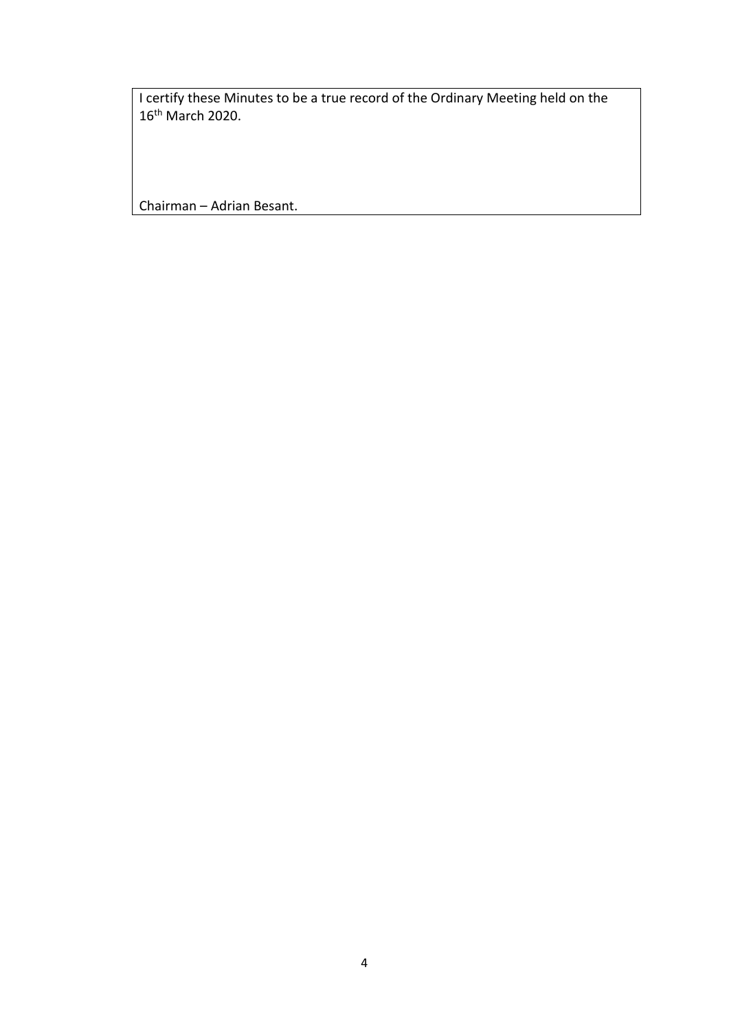I certify these Minutes to be a true record of the Ordinary Meeting held on the 16th March 2020.

Chairman – Adrian Besant.